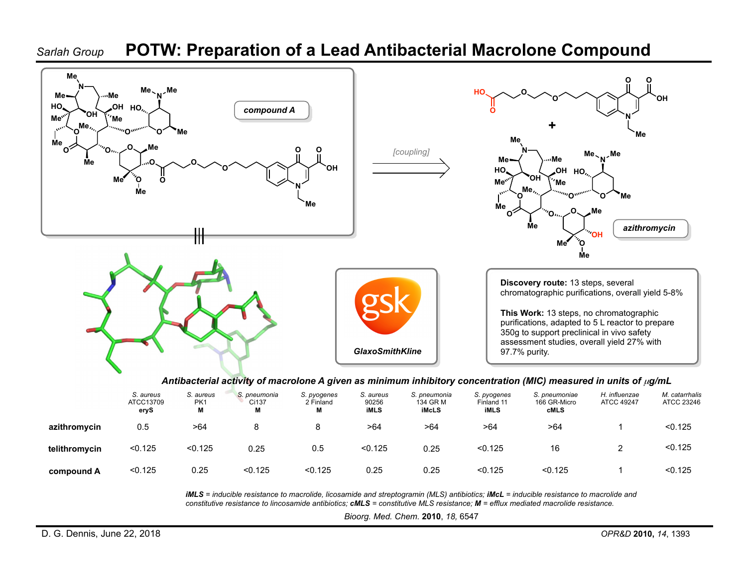Sarlah Group

# POTW: Preparation of a Lead Antibacterial Macrolone Compound

compound A

[coupling]

azithromycin

GlaxoSmithKline

**Discovery route:** 13 steps, several chromatographic purifications, overall yield 5-8%

**This Work:** 13 steps, no chromatographic purifications, adapted to 5 L reactor to prepare 350g to support preclinical in vivo safety assessment studies, overall yield 27% with 97.7% purity.

***Antibacterial activity of macrolone A given as minimum inhibitory concentration (MIC) measured in units of $\mu$g/mL***

| | *S. aureus* ATCC13709 **eryS** | *S. aureus* PK1 **M** | *S. pneumonia* Ci137 **M** | *S. pyogenes* 2 Finland **M** | *S. aureus* 90256 **iMLS** | *S. pneumonia* 134 GR M **iMcLS** | *S. pyogenes* Finland 11 **iMLS** | *S. pneumoniae* 166 GR-Micro **cMLS** | *H. influenzae* ATCC 49247 | *M. catarrhalis* ATCC 23246 |
|---|---|---|---|---|---|---|---|---|---|---|
| **azithromycin** | 0.5 | >64 | 8 | 8 | >64 | >64 | >64 | >64 | 1 | <0.125 |
| **telithromycin** | <0.125 | <0.125 | 0.25 | 0.5 | <0.125 | 0.25 | <0.125 | 16 | 2 | <0.125 |
| **compound A** | <0.125 | 0.25 | <0.125 | <0.125 | 0.25 | 0.25 | <0.125 | <0.125 | 1 | <0.125 |

*iMLS = inducible resistance to macrolide, licosamide and streptogramin (MLS) antibiotics; iMcL = inducible resistance to macrolide and constitutive resistance to lincosamide antibiotics; cMLS = constitutive MLS resistance; M = efflux mediated macrolide resistance.*

*Bioorg. Med. Chem.* **2010**, *18*, 6547

D. G. Dennis, June 22, 2018

*OPR&D* **2010**, *14*, 1393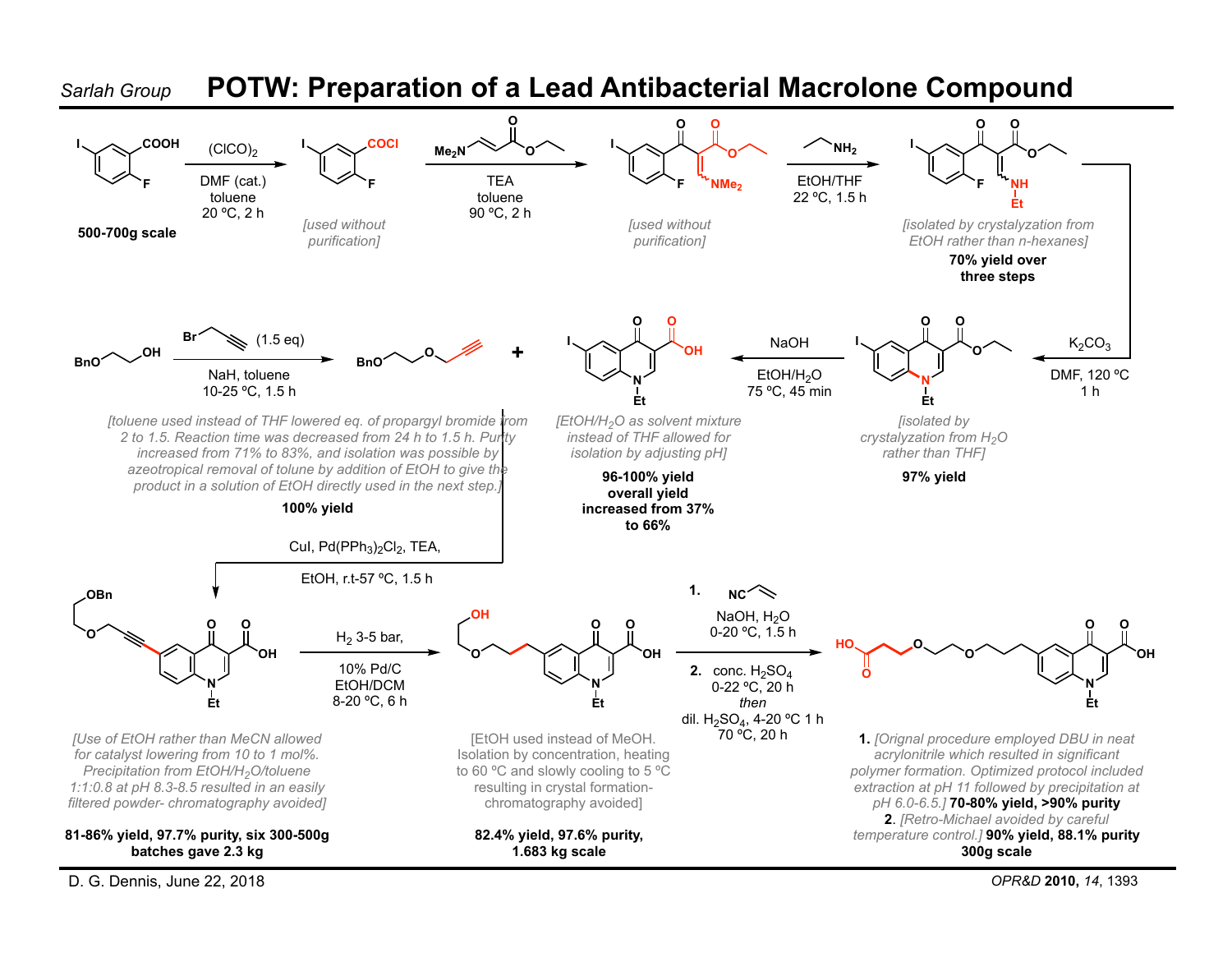Sarlah Group

# POTW: Preparation of a Lead Antibacterial Macrolone Compound

**500-700g scale**

$(ClCO)_2$
DMF (cat.)
toluene
20 ºC, 2 h

[used without purification]

TEA
toluene
90 ºC, 2 h

[used without purification]

EtOH/THF
22 ºC, 1.5 h

[isolated by crystalyzation from EtOH rather than n-hexanes]

**70% yield over three steps**

$K_2CO_3$
DMF, 120 ºC
1 h

[isolated by crystalyzation from $H_2O$ rather than THF]

**97% yield**

NaOH
EtOH/$H_2O$
75 ºC, 45 min

[EtOH/$H_2O$ as solvent mixture instead of THF allowed for isolation by adjusting pH]

**96-100% yield**
**overall yield increased from 37% to 66%**

(1.5 eq)
NaH, toluene
10-25 ºC, 1.5 h

[toluene used instead of THF lowered eq. of propargyl bromide from 2 to 1.5. Reaction time was decreased from 24 h to 1.5 h. Purity increased from 71% to 83%, and isolation was possible by azeotropical removal of tolune by addition of EtOH to give the product in a solution of EtOH directly used in the next step.]

**100% yield**

CuI, $Pd(PPh_3)_2Cl_2$, TEA,
EtOH, r.t-57 ºC, 1.5 h

[Use of EtOH rather than MeCN allowed for catalyst lowering from 10 to 1 mol%. Precipitation from EtOH/$H_2O$/toluene 1:1:0.8 at pH 8.3-8.5 resulted in an easily filtered powder- chromatography avoided]

**81-86% yield, 97.7% purity, six 300-500g batches gave 2.3 kg**

$H_2$ 3-5 bar,
10% Pd/C
EtOH/DCM
8-20 ºC, 6 h

[EtOH used instead of MeOH. Isolation by concentration, heating to 60 ºC and slowly cooling to 5 ºC resulting in crystal formation- chromatography avoided]

**82.4% yield, 97.6% purity, 1.683 kg scale**

1. NC (acrylonitrile)
NaOH, $H_2O$
0-20 ºC, 1.5 h

2. conc. $H_2SO_4$
0-22 ºC, 20 h
*then*
dil. $H_2SO_4$, 4-20 ºC 1 h
70 ºC, 20 h

**1.** [Orignal procedure employed DBU in neat acrylonitrile which resulted in significant polymer formation. Optimized protocol included extraction at pH 11 followed by precipitation at pH 6.0-6.5.] **70-80% yield, >90% purity**
**2.** [Retro-Michael avoided by careful temperature control.] **90% yield, 88.1% purity**
**300g scale**

D. G. Dennis, June 22, 2018

*OPR&D* **2010**, *14*, 1393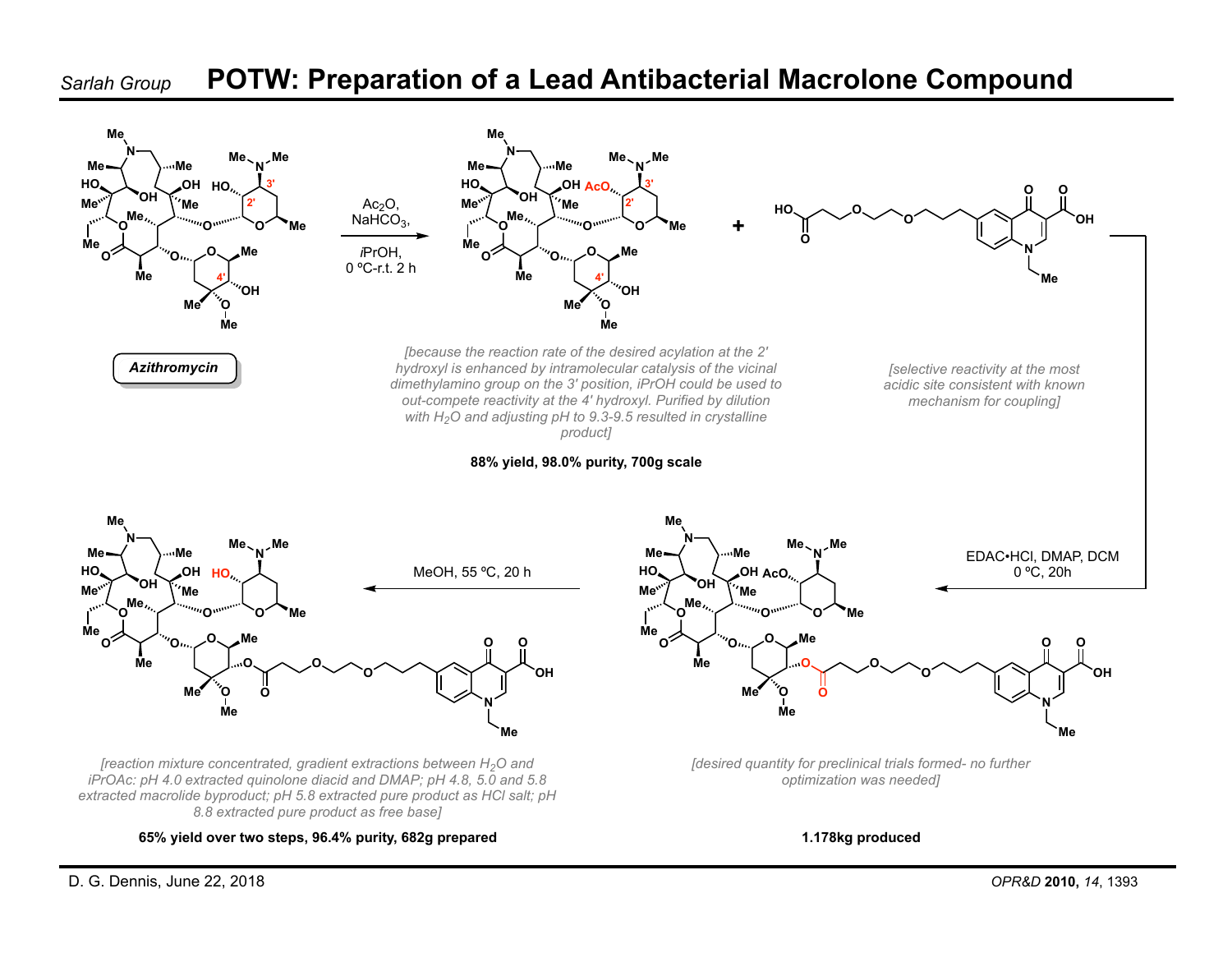*Sarlah Group*

# POTW: Preparation of a Lead Antibacterial Macrolone Compound

*Azithromycin*

$Ac_2O$, $NaHCO_3$, *i*PrOH, 0 ºC-r.t. 2 h

*[because the reaction rate of the desired acylation at the 2' hydroxyl is enhanced by intramolecular catalysis of the vicinal dimethylamino group on the 3' position, iPrOH could be used to out-compete reactivity at the 4' hydroxyl. Purified by dilution with $H_2O$ and adjusting pH to 9.3-9.5 resulted in crystalline product]*

**88% yield, 98.0% purity, 700g scale**

*[selective reactivity at the most acidic site consistent with known mechanism for coupling]*

EDAC•HCl, DMAP, DCM
0 ºC, 20h

*[desired quantity for preclinical trials formed- no further optimization was needed]*

**1.178kg produced**

MeOH, 55 ºC, 20 h

*[reaction mixture concentrated, gradient extractions between $H_2O$ and iPrOAc: pH 4.0 extracted quinolone diacid and DMAP; pH 4.8, 5.0 and 5.8 extracted macrolide byproduct; pH 5.8 extracted pure product as HCl salt; pH 8.8 extracted pure product as free base]*

**65% yield over two steps, 96.4% purity, 682g prepared**

D. G. Dennis, June 22, 2018

*OPR&D* **2010**, *14*, 1393